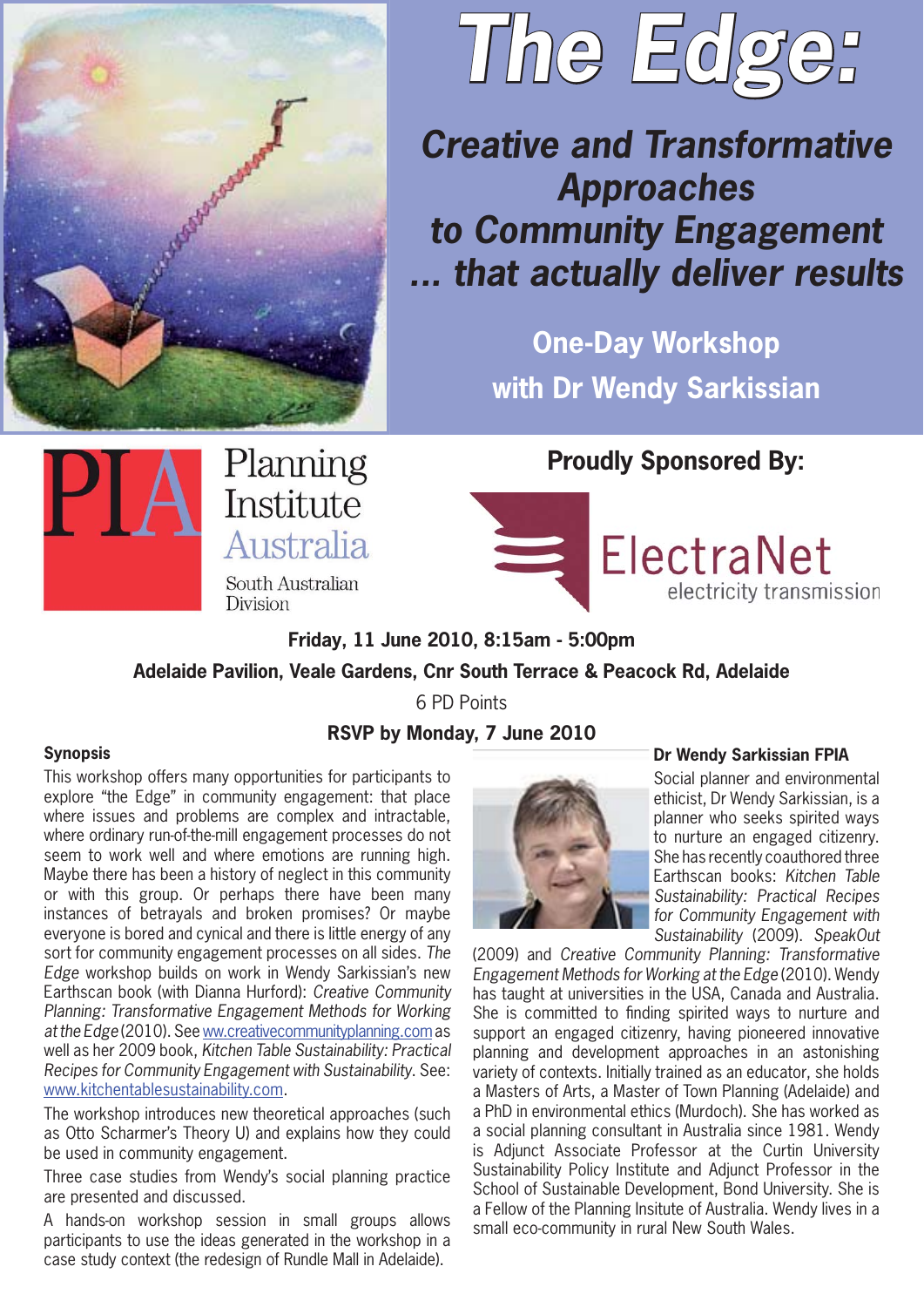# The Edge:

## Creative and Transformative Approaches to Community Engagement ... that actually deliver results

### One-Day Workshop with Dr Wendy Sarkissian

PIA Planning Institute Australia
South Australian Division

**Proudly Sponsored By:**

ElectraNet
electricity transmission

**Friday, 11 June 2010, 8:15am - 5:00pm**

**Adelaide Pavilion, Veale Gardens, Cnr South Terrace & Peacock Rd, Adelaide**

6 PD Points

**RSVP by Monday, 7 June 2010**

### Synopsis

This workshop offers many opportunities for participants to explore "the Edge" in community engagement: that place where issues and problems are complex and intractable, where ordinary run-of-the-mill engagement processes do not seem to work well and where emotions are running high. Maybe there has been a history of neglect in this community or with this group. Or perhaps there have been many instances of betrayals and broken promises? Or maybe everyone is bored and cynical and there is little energy of any sort for community engagement processes on all sides. *The Edge* workshop builds on work in Wendy Sarkissian's new Earthscan book (with Dianna Hurford): *Creative Community Planning: Transformative Engagement Methods for Working at the Edge* (2010). See ww.creativecommunityplanning.com as well as her 2009 book, *Kitchen Table Sustainability: Practical Recipes for Community Engagement with Sustainability*. See: www.kitchentablesustainability.com.

The workshop introduces new theoretical approaches (such as Otto Scharmer's Theory U) and explains how they could be used in community engagement.

Three case studies from Wendy's social planning practice are presented and discussed.

A hands-on workshop session in small groups allows participants to use the ideas generated in the workshop in a case study context (the redesign of Rundle Mall in Adelaide).

### Dr Wendy Sarkissian FPIA

Social planner and environmental ethicist, Dr Wendy Sarkissian, is a planner who seeks spirited ways to nurture an engaged citizenry. She has recently coauthored three Earthscan books: *Kitchen Table Sustainability: Practical Recipes for Community Engagement with Sustainability* (2009). *SpeakOut* (2009) and *Creative Community Planning: Transformative Engagement Methods for Working at the Edge* (2010). Wendy has taught at universities in the USA, Canada and Australia. She is committed to finding spirited ways to nurture and support an engaged citizenry, having pioneered innovative planning and development approaches in an astonishing variety of contexts. Initially trained as an educator, she holds a Masters of Arts, a Master of Town Planning (Adelaide) and a PhD in environmental ethics (Murdoch). She has worked as a social planning consultant in Australia since 1981. Wendy is Adjunct Associate Professor at the Curtin University Sustainability Policy Institute and Adjunct Professor in the School of Sustainable Development, Bond University. She is a Fellow of the Planning Insitute of Australia. Wendy lives in a small eco-community in rural New South Wales.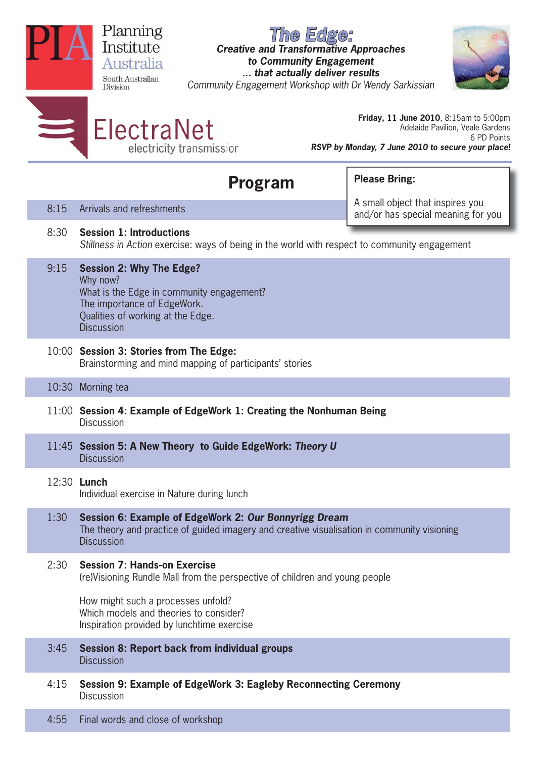Planning Institute Australia
South Australian Division

# *The Edge:*

***Creative and Transformative Approaches to Community Engagement ... that actually deliver results***

*Community Engagement Workshop with Dr Wendy Sarkissian*

ElectraNet
electricity transmission

**Friday, 11 June 2010**, 8:15am to 5:00pm
Adelaide Pavilion, Veale Gardens
6 PD Points
***RSVP by Monday, 7 June 2010 to secure your place!***

## Program

**Please Bring:**

A small object that inspires you and/or has special meaning for you

8:15 Arrivals and refreshments

8:30 **Session 1: Introductions**
*Stillness in Action* exercise: ways of being in the world with respect to community engagement

9:15 **Session 2: Why The Edge?**
Why now?
What is the Edge in community engagement?
The importance of EdgeWork.
Qualities of working at the Edge.
Discussion

10:00 **Session 3: Stories from The Edge:**
Brainstorming and mind mapping of participants' stories

10:30 Morning tea

11:00 **Session 4: Example of EdgeWork 1: Creating the Nonhuman Being**
Discussion

11:45 **Session 5: A New Theory to Guide EdgeWork: *Theory U***
Discussion

12:30 **Lunch**
Individual exercise in Nature during lunch

1:30 **Session 6: Example of EdgeWork 2: *Our Bonnyrigg Dream***
The theory and practice of guided imagery and creative visualisation in community visioning
Discussion

2:30 **Session 7: Hands-on Exercise**
(re)Visioning Rundle Mall from the perspective of children and young people

How might such a processes unfold?
Which models and theories to consider?
Inspiration provided by lunchtime exercise

3:45 **Session 8: Report back from individual groups**
Discussion

4:15 **Session 9: Example of EdgeWork 3: Eagleby Reconnecting Ceremony**
Discussion

4:55 Final words and close of workshop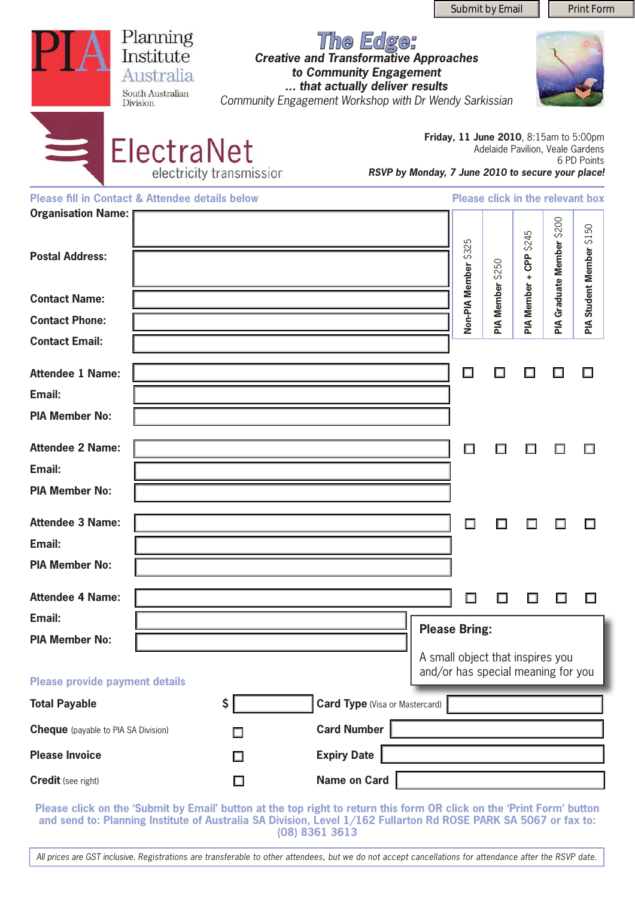Submit by Email | Print Form

Planning Institute Australia
South Australian Division

# The Edge:

***Creative and Transformative Approaches to Community Engagement … that actually deliver results***

*Community Engagement Workshop with Dr Wendy Sarkissian*

ElectraNet
electricity transmission

**Friday, 11 June 2010**, 8:15am to 5:00pm
Adelaide Pavilion, Veale Gardens
6 PD Points
***RSVP by Monday, 7 June 2010 to secure your place!***

**Please fill in Contact & Attendee details below**

**Please click in the relevant box**

**Organisation Name:**

**Postal Address:**

**Contact Name:**

**Contact Phone:**

**Contact Email:**

| | Non-PIA Member $325 | PIA Member $250 | PIA Member + CPP $245 | PIA Graduate Member $200 | PIA Student Member $150 |
|---|---|---|---|---|---|
| **Attendee 1 Name:** / **Email:** / **PIA Member No:** | ☐ | ☐ | ☐ | ☐ | ☐ |
| **Attendee 2 Name:** / **Email:** / **PIA Member No:** | ☐ | ☐ | ☐ | ☐ | ☐ |
| **Attendee 3 Name:** / **Email:** / **PIA Member No:** | ☐ | ☐ | ☐ | ☐ | ☐ |
| **Attendee 4 Name:** / **Email:** / **PIA Member No:** | ☐ | ☐ | ☐ | ☐ | ☐ |

**Please Bring:**

A small object that inspires you and/or has special meaning for you

**Please provide payment details**

**Total Payable** $

**Cheque** (payable to PIA SA Division) ☐

**Please Invoice** ☐

**Credit** (see right) ☐

**Card Type** (Visa or Mastercard)

**Card Number**

**Expiry Date**

**Name on Card**

**Please click on the 'Submit by Email' button at the top right to return this form OR click on the 'Print Form' button and send to: Planning Institute of Australia SA Division, Level 1/162 Fullarton Rd ROSE PARK SA 5067 or fax to: (08) 8361 3613**

*All prices are GST inclusive. Registrations are transferable to other attendees, but we do not accept cancellations for attendance after the RSVP date.*